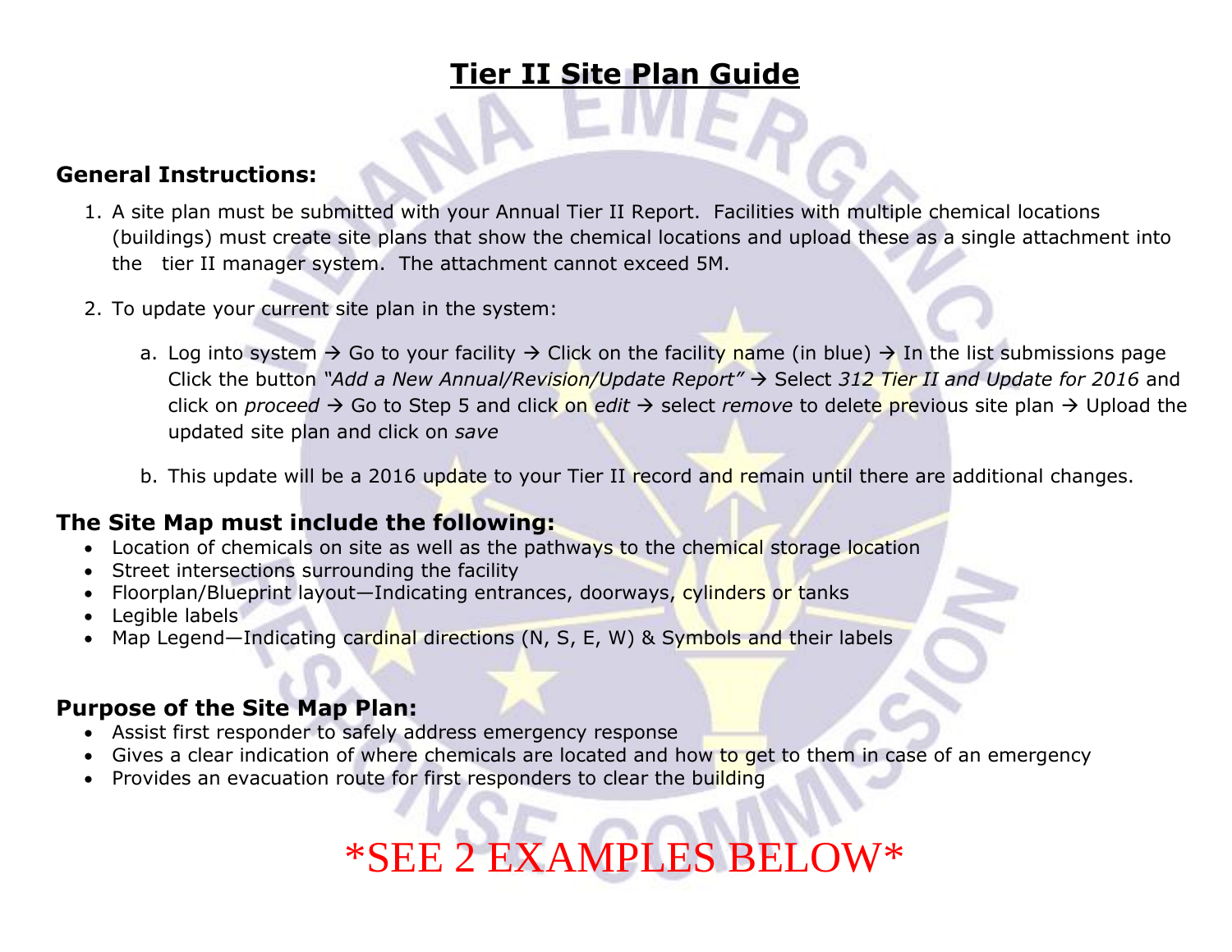# Tier II Site Plan Guide

## General Instructions:

1. A site plan must be submitted with your Annual Tier II Report. Facilities with multiple chemical locations (buildings) must create site plans that show the chemical locations and upload these as a single attachment into the tier II manager system. The attachment cannot exceed 5M.

2. To update your current site plan in the system:

   a. Log into system → Go to your facility → Click on the facility name (in blue) → In the list submissions page Click the button *"Add a New Annual/Revision/Update Report"* → Select *312 Tier II and Update for 2016* and click on *proceed* → Go to Step 5 and click on *edit* → select *remove* to delete previous site plan → Upload the updated site plan and click on *save*

   b. This update will be a 2016 update to your Tier II record and remain until there are additional changes.

## The Site Map must include the following:

- Location of chemicals on site as well as the pathways to the chemical storage location
- Street intersections surrounding the facility
- Floorplan/Blueprint layout—Indicating entrances, doorways, cylinders or tanks
- Legible labels
- Map Legend—Indicating cardinal directions (N, S, E, W) & Symbols and their labels

## Purpose of the Site Map Plan:

- Assist first responder to safely address emergency response
- Gives a clear indication of where chemicals are located and how to get to them in case of an emergency
- Provides an evacuation route for first responders to clear the building

\*SEE 2 EXAMPLES BELOW\*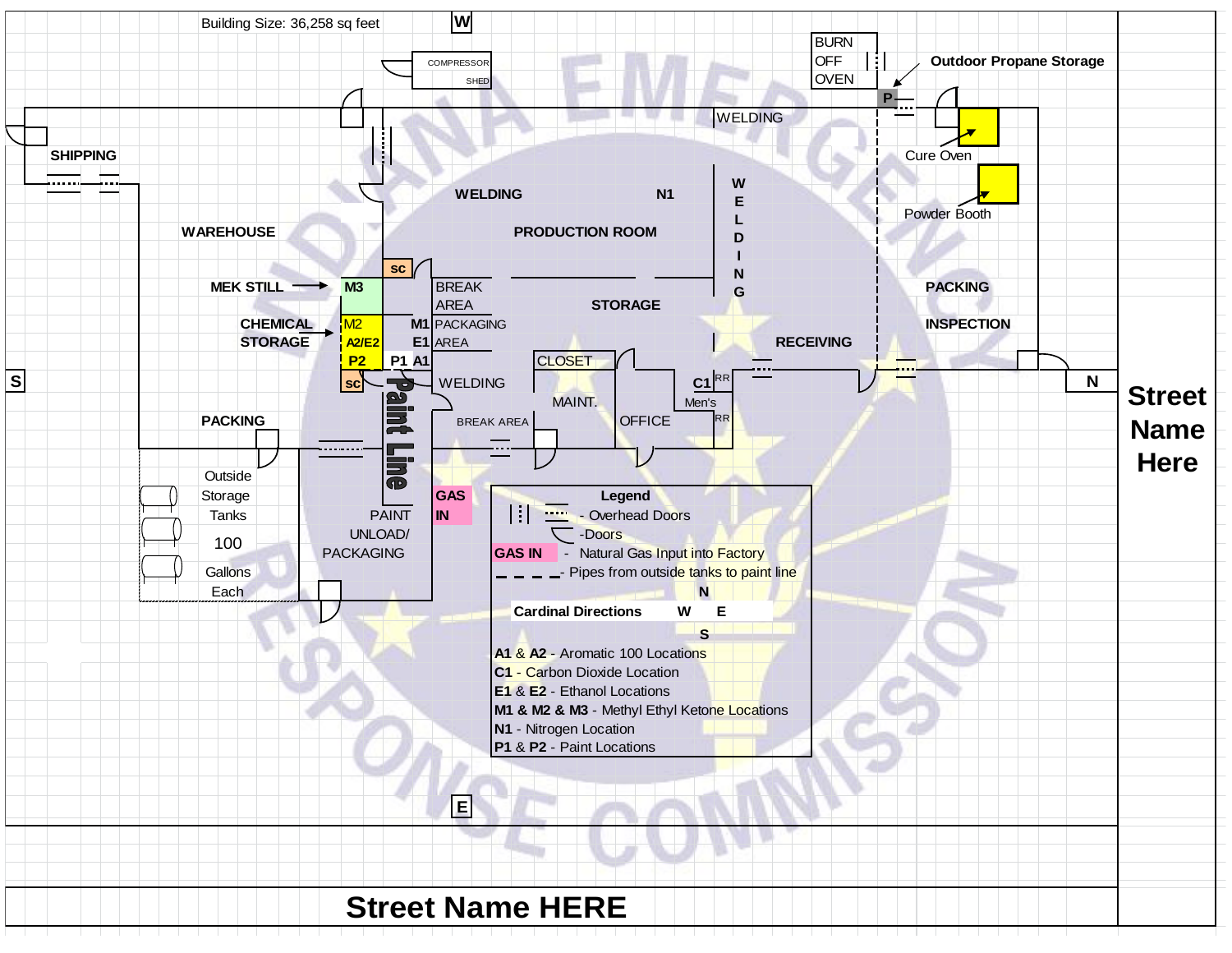Building Size: 36,258 sq feet

W

COMPRESSOR SHED

BURN OFF OVEN

Outdoor Propane Storage

P

WELDING

Cure Oven

Powder Booth

SHIPPING

WELDING

N1

WAREHOUSE

PRODUCTION ROOM

W E L D I N G

sc

MEK STILL

M3

BREAK AREA

STORAGE

PACKING

CHEMICAL STORAGE

M2

A2/E2

P2

M1 PACKAGING AREA

E1

P1 A1

INSPECTION

RECEIVING

CLOSET

C1

RR

S

sc

Paint Line

WELDING

MAINT.

Men's

RR

N

BREAK AREA

OFFICE

PACKING

Outside Storage Tanks 100 Gallons Each

GAS IN

PAINT UNLOAD/ PACKAGING

**Legend**

- Overhead Doors
- Doors
- GAS IN - Natural Gas Input into Factory
- Pipes from outside tanks to paint line

**Cardinal Directions** N W E S

**A1** & **A2** - Aromatic 100 Locations
**C1** - Carbon Dioxide Location
**E1** & **E2** - Ethanol Locations
**M1 & M2 & M3** - Methyl Ethyl Ketone Locations
**N1** - Nitrogen Location
**P1** & **P2** - Paint Locations

E

**Street Name Here**

**Street Name HERE**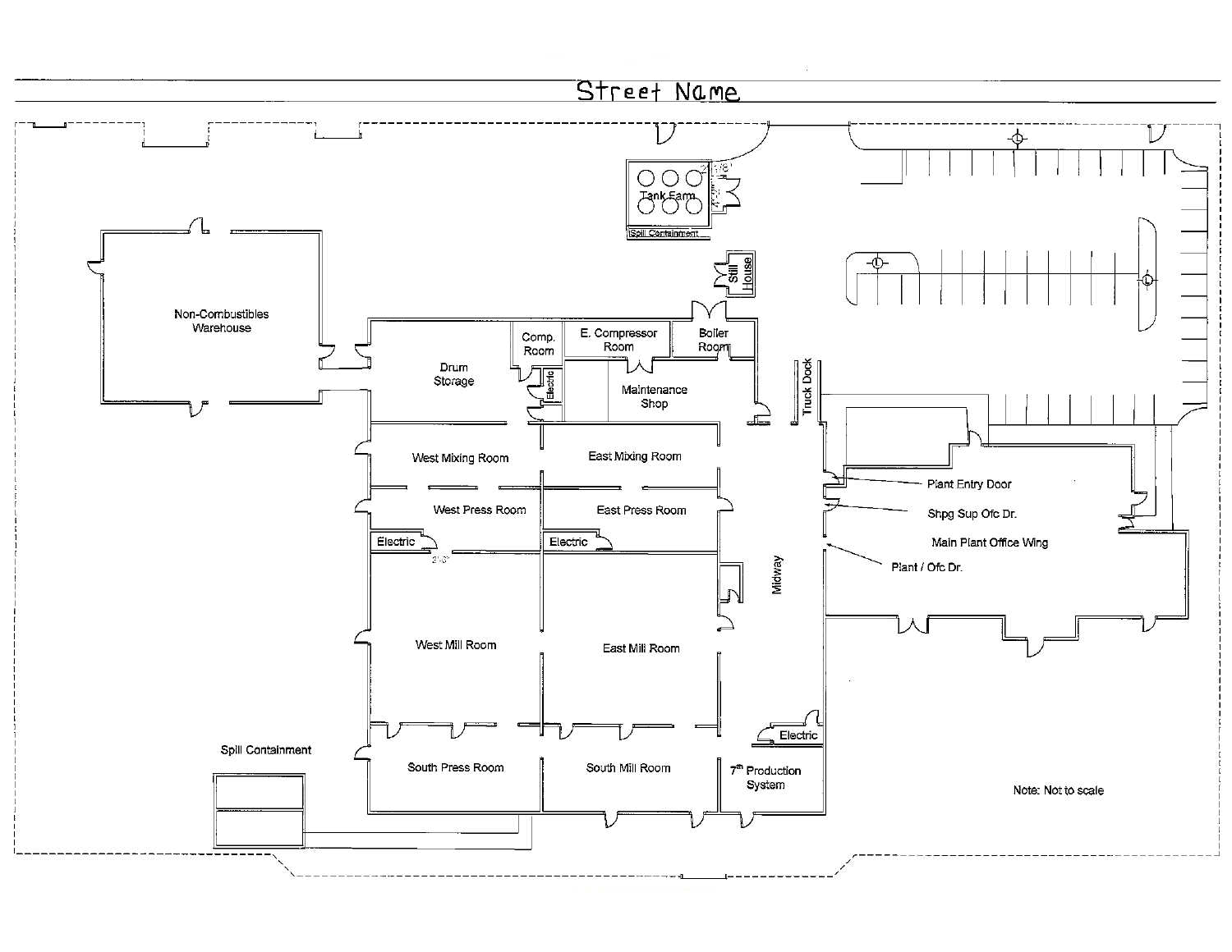Street Name

Tank Farm

2' 3/8"

4' 2"

Spill Containment

Still House

Non-Combustibles Warehouse

Drum Storage

Comp. Room

E. Compressor Room

Boiler Room

Electric

Maintenance Shop

Truck Dock

West Mixing Room

East Mixing Room

Plant Entry Door

Shpg Sup Ofc Dr.

West Press Room

East Press Room

Main Plant Office Wing

Electric

Electric

Plant / Ofc Dr.

2'-3"

Midway

West Mill Room

East Mill Room

Electric

Spill Containment

South Press Room

South Mill Room

7th Production System

Note: Not to scale